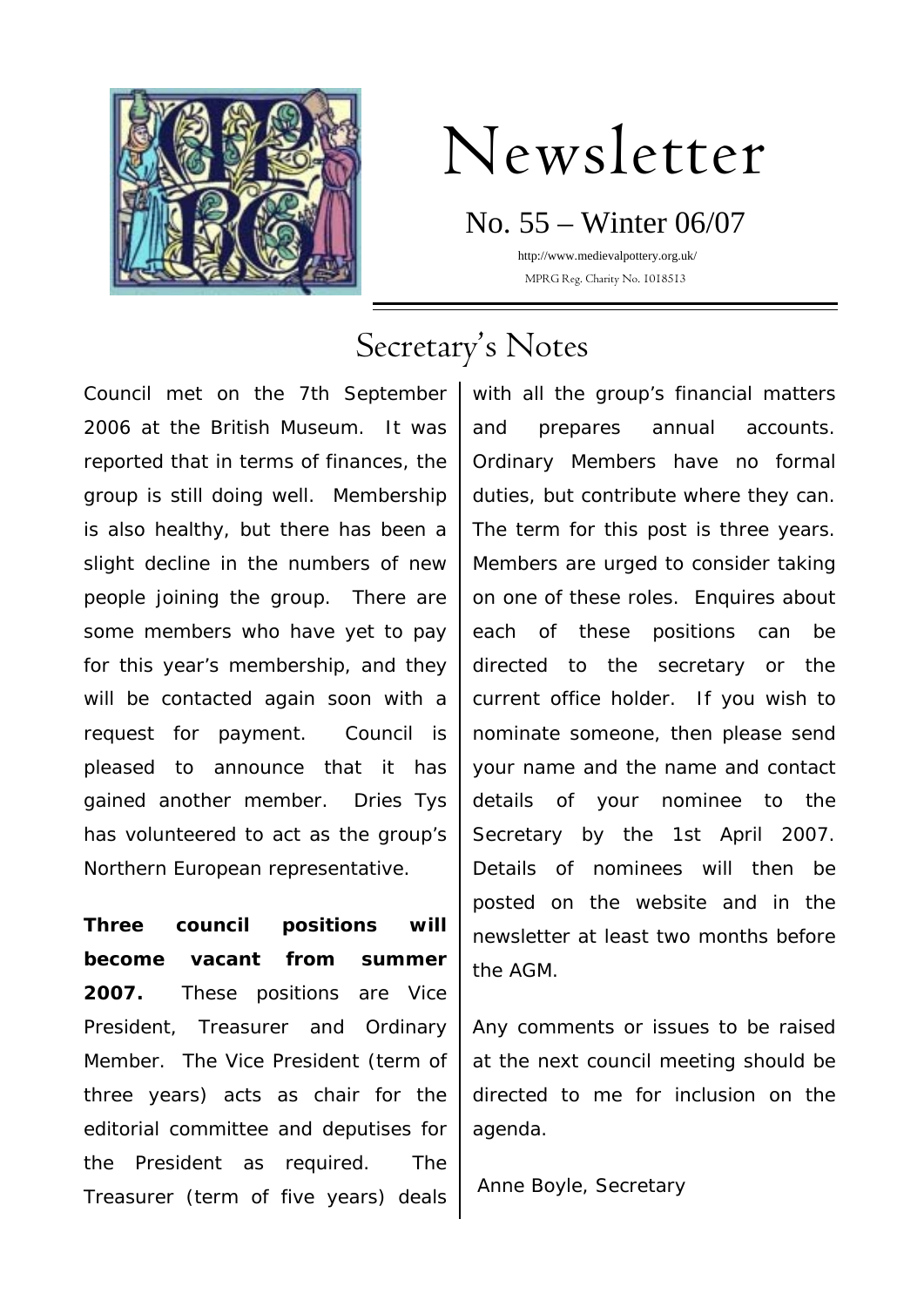# Newsletter

No. 55 – Winter 06/07

http://www.medievalpottery.org.uk/

MPRG Reg. Charity No. 1018513

## Secretary's Notes

Council met on the 7th September 2006 at the British Museum. It was reported that in terms of finances, the group is still doing well. Membership is also healthy, but there has been a slight decline in the numbers of new people joining the group. There are some members who have yet to pay for this year's membership, and they will be contacted again soon with a request for payment. Council is pleased to announce that it has gained another member. Dries Tys has volunteered to act as the group's Northern European representative.

**Three council positions will become vacant from summer 2007.** These positions are Vice President, Treasurer and Ordinary Member. The Vice President (term of three years) acts as chair for the editorial committee and deputises for the President as required. The Treasurer (term of five years) deals with all the group's financial matters and prepares annual accounts. Ordinary Members have no formal duties, but contribute where they can. The term for this post is three years. Members are urged to consider taking on one of these roles. Enquires about each of these positions can be directed to the secretary or the current office holder. If you wish to nominate someone, then please send your name and the name and contact details of your nominee to the Secretary by the 1st April 2007. Details of nominees will then be posted on the website and in the newsletter at least two months before the AGM.

Any comments or issues to be raised at the next council meeting should be directed to me for inclusion on the agenda.

Anne Boyle, Secretary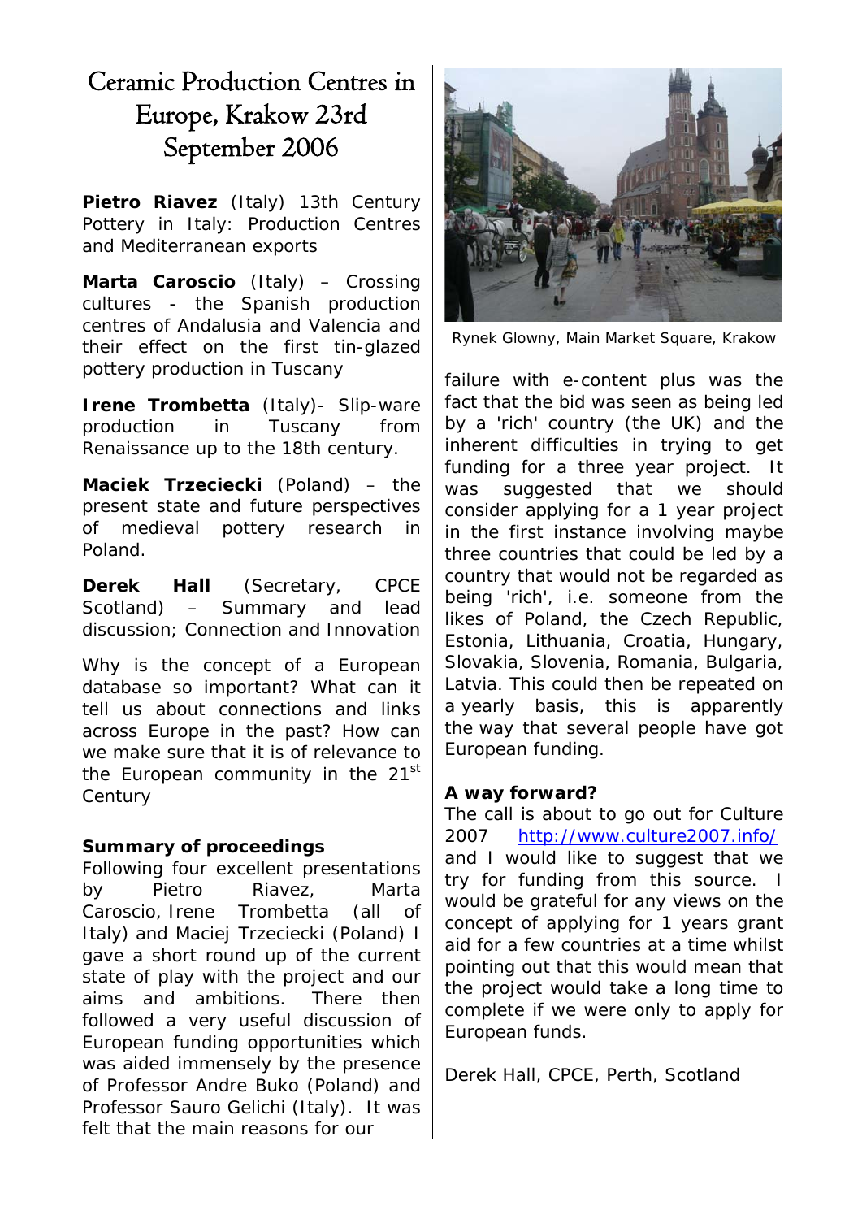# Ceramic Production Centres in Europe, Krakow 23rd September 2006

**Pietro Riavez** (Italy) 13th Century Pottery in Italy: Production Centres and Mediterranean exports

**Marta Caroscio** (Italy) – Crossing cultures - the Spanish production centres of Andalusia and Valencia and their effect on the first tin-glazed pottery production in Tuscany

**Irene Trombetta** (Italy)- Slip-ware production in Tuscany from Renaissance up to the 18th century.

**Maciek Trzeciecki** (Poland) – the present state and future perspectives of medieval pottery research in Poland.

**Derek Hall** (Secretary, CPCE Scotland) – Summary and lead discussion; Connection and Innovation

Why is the concept of a European database so important? What can it tell us about connections and links across Europe in the past? How can we make sure that it is of relevance to the European community in the 21st Century

**Summary of proceedings**

Following four excellent presentations by Pietro Riavez, Marta Caroscio, Irene Trombetta (all of Italy) and Maciej Trzeciecki (Poland) I gave a short round up of the current state of play with the project and our aims and ambitions. There then followed a very useful discussion of European funding opportunities which was aided immensely by the presence of Professor Andre Buko (Poland) and Professor Sauro Gelichi (Italy). It was felt that the main reasons for our failure with e-content plus was the fact that the bid was seen as being led by a 'rich' country (the UK) and the inherent difficulties in trying to get funding for a three year project. It was suggested that we should consider applying for a 1 year project in the first instance involving maybe three countries that could be led by a country that would not be regarded as being 'rich', i.e. someone from the likes of Poland, the Czech Republic, Estonia, Lithuania, Croatia, Hungary, Slovakia, Slovenia, Romania, Bulgaria, Latvia. This could then be repeated on a yearly basis, this is apparently the way that several people have got European funding.

Rynek Glowny, Main Market Square, Krakow

**A way forward?**

The call is about to go out for Culture 2007 http://www.culture2007.info/ and I would like to suggest that we try for funding from this source. I would be grateful for any views on the concept of applying for 1 years grant aid for a few countries at a time whilst pointing out that this would mean that the project would take a long time to complete if we were only to apply for European funds.

Derek Hall, CPCE, Perth, Scotland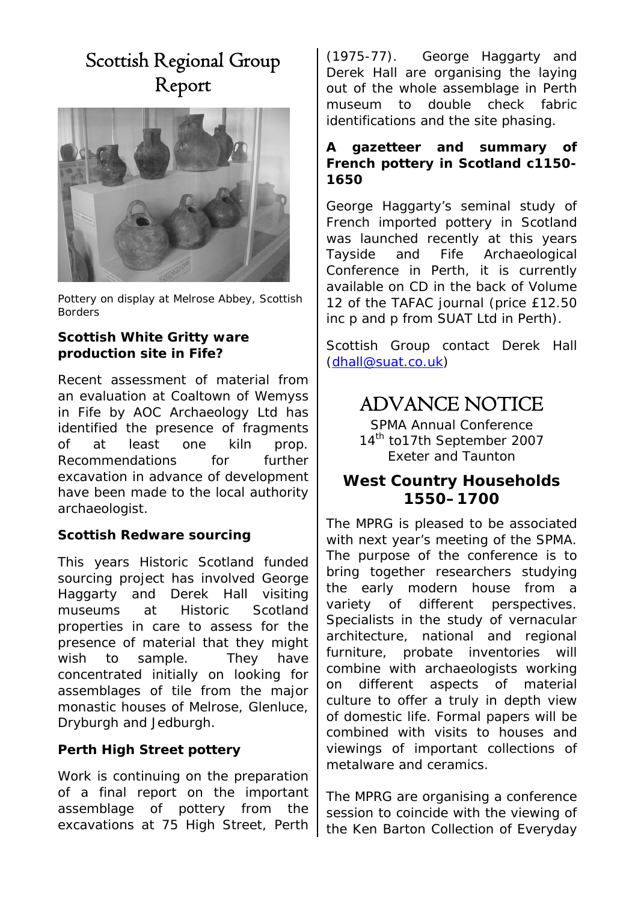# Scottish Regional Group Report

Pottery on display at Melrose Abbey, Scottish Borders

### Scottish White Gritty ware production site in Fife?

Recent assessment of material from an evaluation at Coaltown of Wemyss in Fife by AOC Archaeology Ltd has identified the presence of fragments of at least one kiln prop. Recommendations for further excavation in advance of development have been made to the local authority archaeologist.

### Scottish Redware sourcing

This years Historic Scotland funded sourcing project has involved George Haggarty and Derek Hall visiting museums at Historic Scotland properties in care to assess for the presence of material that they might wish to sample. They have concentrated initially on looking for assemblages of tile from the major monastic houses of Melrose, Glenluce, Dryburgh and Jedburgh.

### Perth High Street pottery

Work is continuing on the preparation of a final report on the important assemblage of pottery from the excavations at 75 High Street, Perth (1975-77). George Haggarty and Derek Hall are organising the laying out of the whole assemblage in Perth museum to double check fabric identifications and the site phasing.

### A gazetteer and summary of French pottery in Scotland c1150-1650

George Haggarty's seminal study of French imported pottery in Scotland was launched recently at this years Tayside and Fife Archaeological Conference in Perth, it is currently available on CD in the back of Volume 12 of the TAFAC journal (price £12.50 inc p and p from SUAT Ltd in Perth).

Scottish Group contact Derek Hall (dhall@suat.co.uk)

# ADVANCE NOTICE

SPMA Annual Conference
14th to17th September 2007
Exeter and Taunton

## West Country Households 1550–1700

The MPRG is pleased to be associated with next year's meeting of the SPMA. The purpose of the conference is to bring together researchers studying the early modern house from a variety of different perspectives. Specialists in the study of vernacular architecture, national and regional furniture, probate inventories will combine with archaeologists working on different aspects of material culture to offer a truly in depth view of domestic life. Formal papers will be combined with visits to houses and viewings of important collections of metalware and ceramics.

The MPRG are organising a conference session to coincide with the viewing of the Ken Barton Collection of Everyday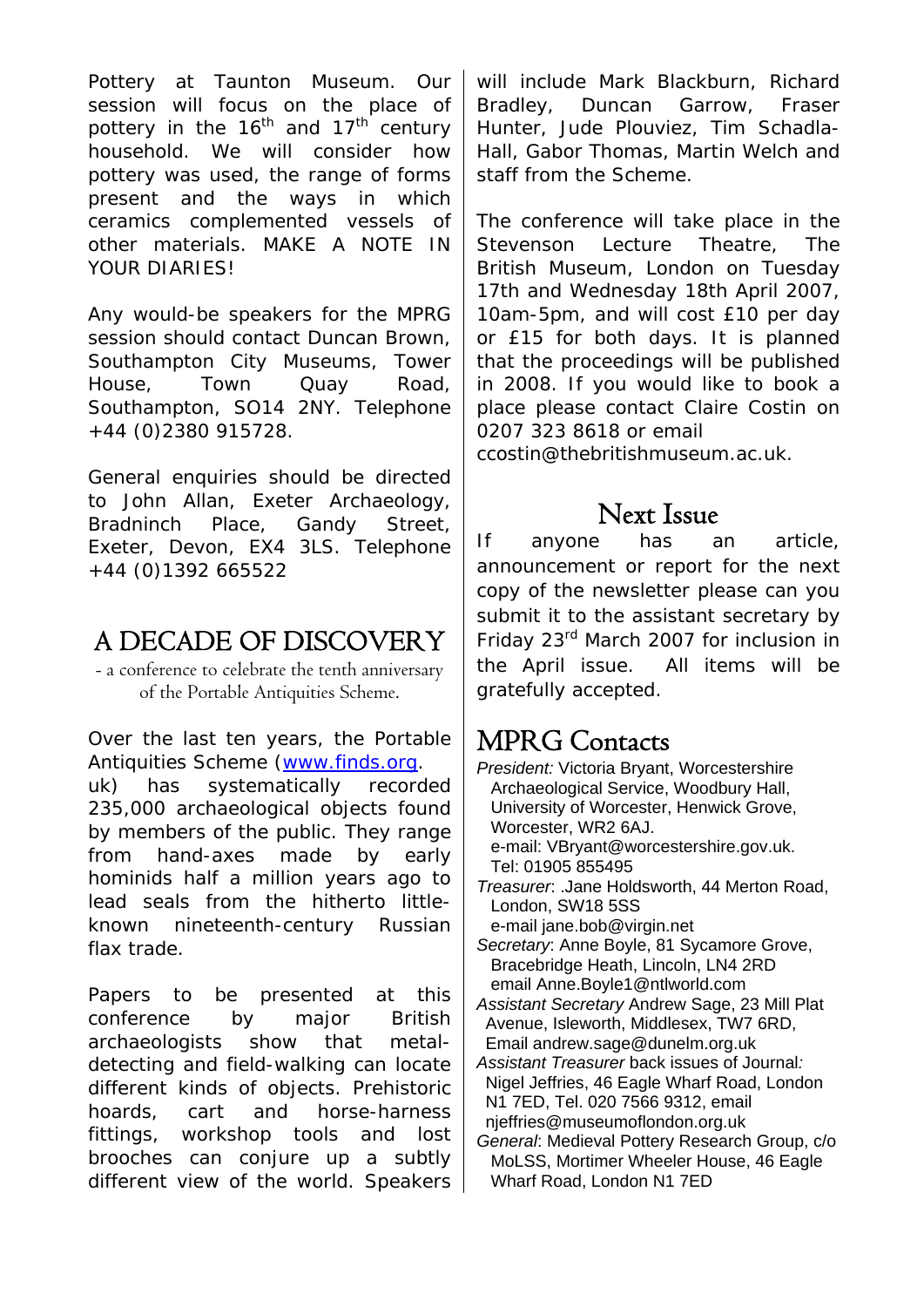Pottery at Taunton Museum. Our session will focus on the place of pottery in the 16th and 17th century household. We will consider how pottery was used, the range of forms present and the ways in which ceramics complemented vessels of other materials. MAKE A NOTE IN YOUR DIARIES!

Any would-be speakers for the MPRG session should contact Duncan Brown, Southampton City Museums, Tower House, Town Quay Road, Southampton, SO14 2NY. Telephone +44 (0)2380 915728.

General enquiries should be directed to John Allan, Exeter Archaeology, Bradninch Place, Gandy Street, Exeter, Devon, EX4 3LS. Telephone +44 (0)1392 665522

## A DECADE OF DISCOVERY

- a conference to celebrate the tenth anniversary of the Portable Antiquities Scheme.

Over the last ten years, the Portable Antiquities Scheme (www.finds.org.uk) has systematically recorded 235,000 archaeological objects found by members of the public. They range from hand-axes made by early hominids half a million years ago to lead seals from the hitherto little-known nineteenth-century Russian flax trade.

Papers to be presented at this conference by major British archaeologists show that metal-detecting and field-walking can locate different kinds of objects. Prehistoric hoards, cart and horse-harness fittings, workshop tools and lost brooches can conjure up a subtly different view of the world. Speakers will include Mark Blackburn, Richard Bradley, Duncan Garrow, Fraser Hunter, Jude Plouviez, Tim Schadla-Hall, Gabor Thomas, Martin Welch and staff from the Scheme.

The conference will take place in the Stevenson Lecture Theatre, The British Museum, London on Tuesday 17th and Wednesday 18th April 2007, 10am-5pm, and will cost £10 per day or £15 for both days. It is planned that the proceedings will be published in 2008. If you would like to book a place please contact Claire Costin on 0207 323 8618 or email ccostin@thebritishmuseum.ac.uk.

## Next Issue

If anyone has an article, announcement or report for the next copy of the newsletter please can you submit it to the assistant secretary by Friday 23rd March 2007 for inclusion in the April issue. All items will be gratefully accepted.

## MPRG Contacts

*President:* Victoria Bryant, Worcestershire Archaeological Service, Woodbury Hall, University of Worcester, Henwick Grove, Worcester, WR2 6AJ.
e-mail: VBryant@worcestershire.gov.uk.
Tel: 01905 855495

*Treasurer*: .Jane Holdsworth, 44 Merton Road, London, SW18 5SS
e-mail jane.bob@virgin.net

*Secretary*: Anne Boyle, 81 Sycamore Grove, Bracebridge Heath, Lincoln, LN4 2RD
email Anne.Boyle1@ntlworld.com

*Assistant Secretary* Andrew Sage, 23 Mill Plat Avenue, Isleworth, Middlesex, TW7 6RD,
Email andrew.sage@dunelm.org.uk

*Assistant Treasurer* back issues of Journal*:* Nigel Jeffries, 46 Eagle Wharf Road, London N1 7ED, Tel. 020 7566 9312, email njeffries@museumoflondon.org.uk

*General*: Medieval Pottery Research Group, c/o MoLSS, Mortimer Wheeler House, 46 Eagle Wharf Road, London N1 7ED